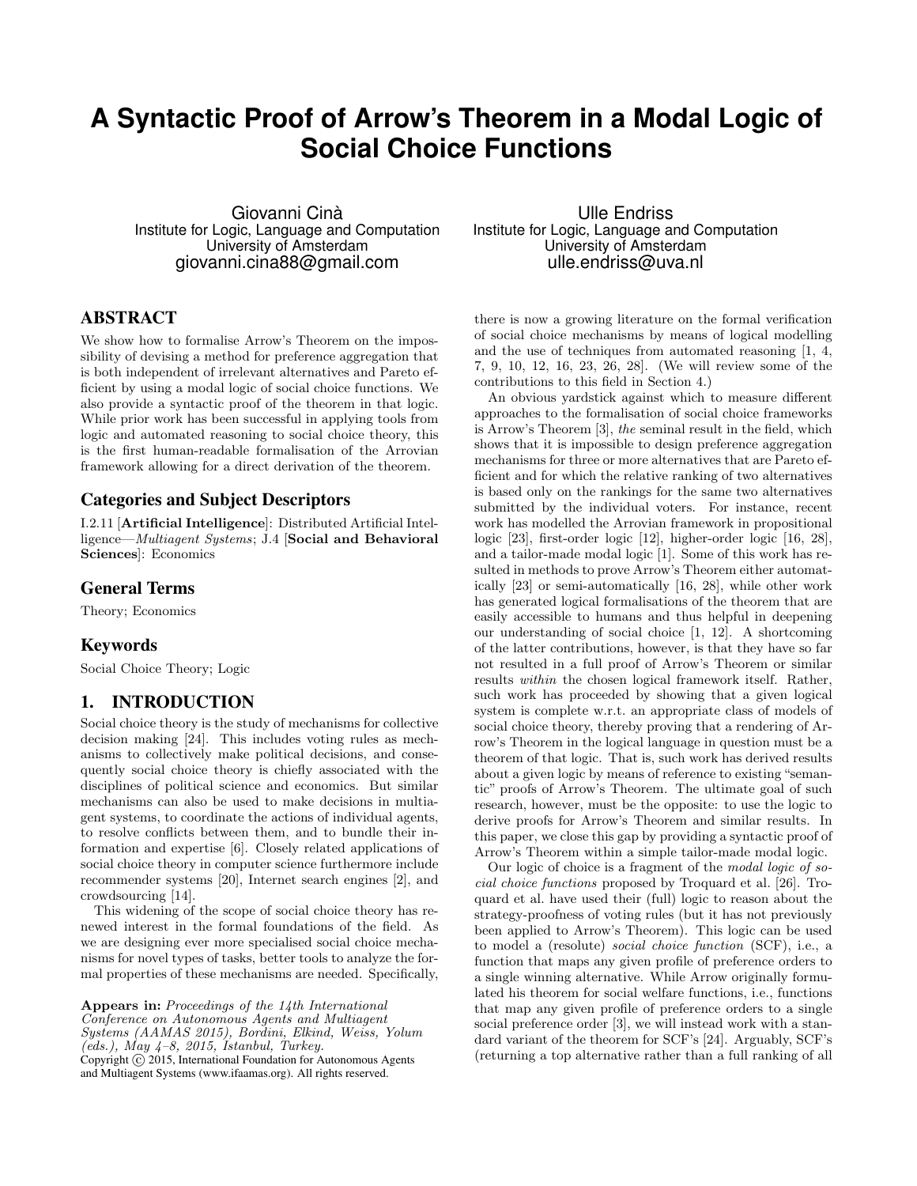# A Syntactic Proof of Arrow's Theorem in a Modal Logic of Social Choice Functions

Giovanni Cinà
Institute for Logic, Language and Computation
University of Amsterdam
giovanni.cina88@gmail.com

Ulle Endriss
Institute for Logic, Language and Computation
University of Amsterdam
ulle.endriss@uva.nl

## ABSTRACT

We show how to formalise Arrow's Theorem on the impossibility of devising a method for preference aggregation that is both independent of irrelevant alternatives and Pareto efficient by using a modal logic of social choice functions. We also provide a syntactic proof of the theorem in that logic. While prior work has been successful in applying tools from logic and automated reasoning to social choice theory, this is the first human-readable formalisation of the Arrovian framework allowing for a direct derivation of the theorem.

### Categories and Subject Descriptors

I.2.11 [**Artificial Intelligence**]: Distributed Artificial Intelligence—*Multiagent Systems*; J.4 [**Social and Behavioral Sciences**]: Economics

### General Terms

Theory; Economics

### Keywords

Social Choice Theory; Logic

## 1. INTRODUCTION

Social choice theory is the study of mechanisms for collective decision making [24]. This includes voting rules as mechanisms to collectively make political decisions, and consequently social choice theory is chiefly associated with the disciplines of political science and economics. But similar mechanisms can also be used to make decisions in multiagent systems, to coordinate the actions of individual agents, to resolve conflicts between them, and to bundle their information and expertise [6]. Closely related applications of social choice theory in computer science furthermore include recommender systems [20], Internet search engines [2], and crowdsourcing [14].

This widening of the scope of social choice theory has renewed interest in the formal foundations of the field. As we are designing ever more specialised social choice mechanisms for novel types of tasks, better tools to analyze the formal properties of these mechanisms are needed. Specifically, there is now a growing literature on the formal verification of social choice mechanisms by means of logical modelling and the use of techniques from automated reasoning [1, 4, 7, 9, 10, 12, 16, 23, 26, 28]. (We will review some of the contributions to this field in Section 4.)

An obvious yardstick against which to measure different approaches to the formalisation of social choice frameworks is Arrow's Theorem [3], *the* seminal result in the field, which shows that it is impossible to design preference aggregation mechanisms for three or more alternatives that are Pareto efficient and for which the relative ranking of two alternatives is based only on the rankings for the same two alternatives submitted by the individual voters. For instance, recent work has modelled the Arrovian framework in propositional logic [23], first-order logic [12], higher-order logic [16, 28], and a tailor-made modal logic [1]. Some of this work has resulted in methods to prove Arrow's Theorem either automatically [23] or semi-automatically [16, 28], while other work has generated logical formalisations of the theorem that are easily accessible to humans and thus helpful in deepening our understanding of social choice [1, 12]. A shortcoming of the latter contributions, however, is that they have so far not resulted in a full proof of Arrow's Theorem or similar results *within* the chosen logical framework itself. Rather, such work has proceeded by showing that a given logical system is complete w.r.t. an appropriate class of models of social choice theory, thereby proving that a rendering of Arrow's Theorem in the logical language in question must be a theorem of that logic. That is, such work has derived results about a given logic by means of reference to existing "semantic" proofs of Arrow's Theorem. The ultimate goal of such research, however, must be the opposite: to use the logic to derive proofs for Arrow's Theorem and similar results. In this paper, we close this gap by providing a syntactic proof of Arrow's Theorem within a simple tailor-made modal logic.

Our logic of choice is a fragment of the *modal logic of social choice functions* proposed by Troquard et al. [26]. Troquard et al. have used their (full) logic to reason about the strategy-proofness of voting rules (but it has not previously been applied to Arrow's Theorem). This logic can be used to model a (resolute) *social choice function* (SCF), i.e., a function that maps any given profile of preference orders to a single winning alternative. While Arrow originally formulated his theorem for social welfare functions, i.e., functions that map any given profile of preference orders to a single social preference order [3], we will instead work with a standard variant of the theorem for SCF's [24]. Arguably, SCF's (returning a top alternative rather than a full ranking of all

**Appears in:** *Proceedings of the 14th International Conference on Autonomous Agents and Multiagent Systems (AAMAS 2015), Bordini, Elkind, Weiss, Yolum (eds.), May 4–8, 2015, Istanbul, Turkey.*
Copyright © 2015, International Foundation for Autonomous Agents and Multiagent Systems (www.ifaamas.org). All rights reserved.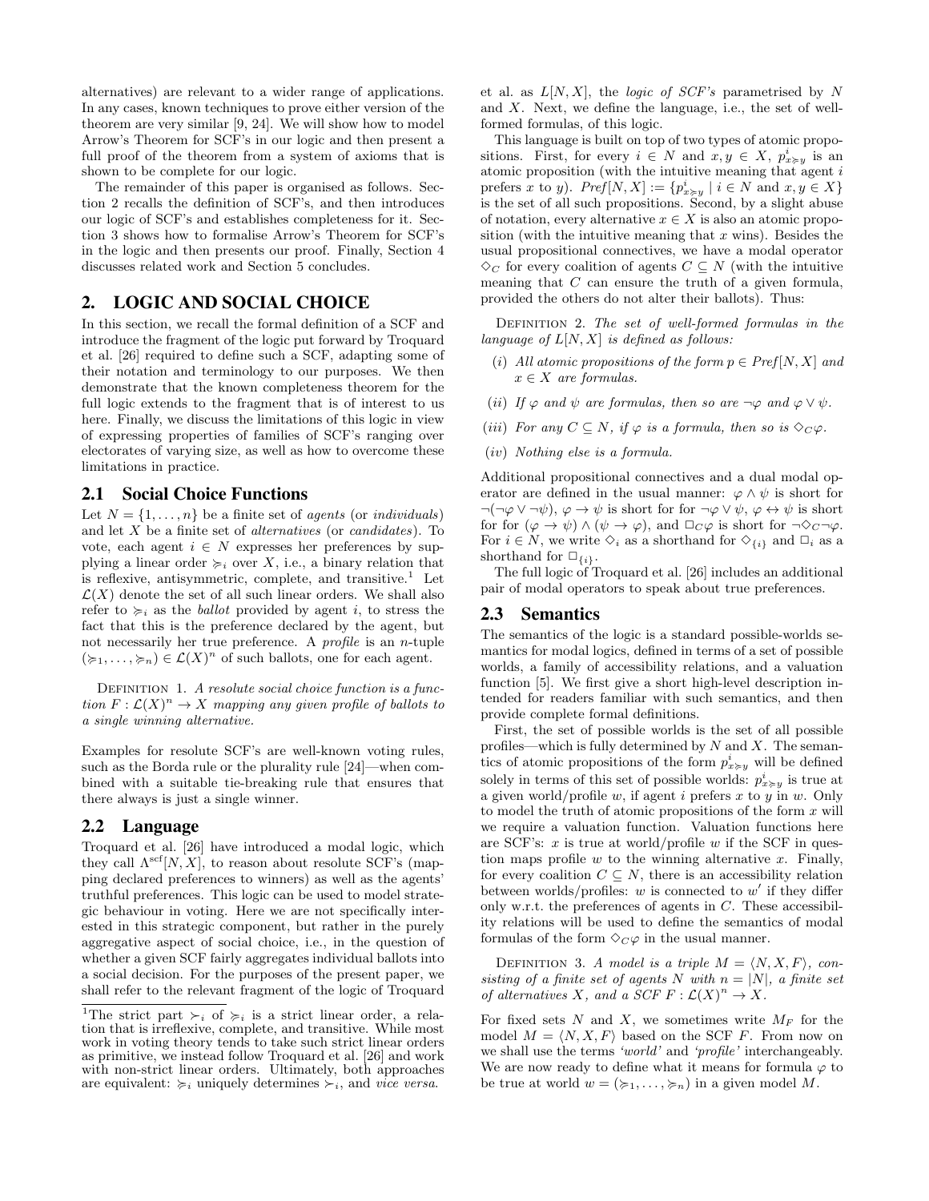alternatives) are relevant to a wider range of applications. In any cases, known techniques to prove either version of the theorem are very similar [9, 24]. We will show how to model Arrow's Theorem for SCF's in our logic and then present a full proof of the theorem from a system of axioms that is shown to be complete for our logic.

The remainder of this paper is organised as follows. Section 2 recalls the definition of SCF's, and then introduces our logic of SCF's and establishes completeness for it. Section 3 shows how to formalise Arrow's Theorem for SCF's in the logic and then presents our proof. Finally, Section 4 discusses related work and Section 5 concludes.

## 2. LOGIC AND SOCIAL CHOICE

In this section, we recall the formal definition of a SCF and introduce the fragment of the logic put forward by Troquard et al. [26] required to define such a SCF, adapting some of their notation and terminology to our purposes. We then demonstrate that the known completeness theorem for the full logic extends to the fragment that is of interest to us here. Finally, we discuss the limitations of this logic in view of expressing properties of families of SCF's ranging over electorates of varying size, as well as how to overcome these limitations in practice.

### 2.1 Social Choice Functions

Let $N = \{1, \ldots, n\}$ be a finite set of *agents* (or *individuals*) and let $X$ be a finite set of *alternatives* (or *candidates*). To vote, each agent $i \in N$ expresses her preferences by supplying a linear order $\succcurlyeq_i$ over $X$, i.e., a binary relation that is reflexive, antisymmetric, complete, and transitive.[1] Let $\mathcal{L}(X)$ denote the set of all such linear orders. We shall also refer to $\succcurlyeq_i$ as the *ballot* provided by agent $i$, to stress the fact that this is the preference declared by the agent, but not necessarily her true preference. A *profile* is an $n$-tuple $(\succcurlyeq_1, \ldots, \succcurlyeq_n) \in \mathcal{L}(X)^n$ of such ballots, one for each agent.

DEFINITION 1. *A resolute social choice function is a function $F : \mathcal{L}(X)^n \to X$ mapping any given profile of ballots to a single winning alternative.*

Examples for resolute SCF's are well-known voting rules, such as the Borda rule or the plurality rule [24]—when combined with a suitable tie-breaking rule that ensures that there always is just a single winner.

### 2.2 Language

Troquard et al. [26] have introduced a modal logic, which they call $\Lambda^{\text{scf}}[N, X]$, to reason about resolute SCF's (mapping declared preferences to winners) as well as the agents' truthful preferences. This logic can be used to model strategic behaviour in voting. Here we are not specifically interested in this strategic component, but rather in the purely aggregative aspect of social choice, i.e., in the question of whether a given SCF fairly aggregates individual ballots into a social decision. For the purposes of the present paper, we shall refer to the relevant fragment of the logic of Troquard et al. as $L[N, X]$, the *logic of SCF's* parametrised by $N$ and $X$. Next, we define the language, i.e., the set of well-formed formulas, of this logic.

This language is built on top of two types of atomic propositions. First, for every $i \in N$ and $x, y \in X$, $p^i_{x \succcurlyeq y}$ is an atomic proposition (with the intuitive meaning that agent $i$ prefers $x$ to $y$). $Pref[N, X] := \{p^i_{x \succcurlyeq y} \mid i \in N \text{ and } x, y \in X\}$ is the set of all such propositions. Second, by a slight abuse of notation, every alternative $x \in X$ is also an atomic proposition (with the intuitive meaning that $x$ wins). Besides the usual propositional connectives, we have a modal operator $\diamond_C$ for every coalition of agents $C \subseteq N$ (with the intuitive meaning that $C$ can ensure the truth of a given formula, provided the others do not alter their ballots). Thus:

DEFINITION 2. *The set of well-formed formulas in the language of $L[N, X]$ is defined as follows:*

- *(i) All atomic propositions of the form $p \in Pref[N, X]$ and $x \in X$ are formulas.*
- *(ii) If $\varphi$ and $\psi$ are formulas, then so are $\neg\varphi$ and $\varphi \vee \psi$.*
- *(iii) For any $C \subseteq N$, if $\varphi$ is a formula, then so is $\diamond_C \varphi$.*
- *(iv) Nothing else is a formula.*

Additional propositional connectives and a dual modal operator are defined in the usual manner: $\varphi \wedge \psi$ is short for $\neg(\neg\varphi \vee \neg\psi)$, $\varphi \to \psi$ is short for for $\neg\varphi \vee \psi$, $\varphi \leftrightarrow \psi$ is short for for $(\varphi \to \psi) \wedge (\psi \to \varphi)$, and $\Box_C \varphi$ is short for $\neg\diamond_C\neg\varphi$. For $i \in N$, we write $\diamond_i$ as a shorthand for $\diamond_{\{i\}}$ and $\Box_i$ as a shorthand for $\Box_{\{i\}}$.

The full logic of Troquard et al. [26] includes an additional pair of modal operators to speak about true preferences.

### 2.3 Semantics

The semantics of the logic is a standard possible-worlds semantics for modal logics, defined in terms of a set of possible worlds, a family of accessibility relations, and a valuation function [5]. We first give a short high-level description intended for readers familiar with such semantics, and then provide complete formal definitions.

First, the set of possible worlds is the set of all possible profiles—which is fully determined by $N$ and $X$. The semantics of atomic propositions of the form $p^i_{x \succcurlyeq y}$ will be defined solely in terms of this set of possible worlds: $p^i_{x \succcurlyeq y}$ is true at a given world/profile $w$, if agent $i$ prefers $x$ to $y$ in $w$. Only to model the truth of atomic propositions of the form $x$ will we require a valuation function. Valuation functions here are SCF's: $x$ is true at world/profile $w$ if the SCF in question maps profile $w$ to the winning alternative $x$. Finally, for every coalition $C \subseteq N$, there is an accessibility relation between worlds/profiles: $w$ is connected to $w'$ if they differ only w.r.t. the preferences of agents in $C$. These accessibility relations will be used to define the semantics of modal formulas of the form $\diamond_C \varphi$ in the usual manner.

DEFINITION 3. *A model is a triple $M = \langle N, X, F \rangle$, consisting of a finite set of agents $N$ with $n = |N|$, a finite set of alternatives $X$, and a SCF $F : \mathcal{L}(X)^n \to X$.*

For fixed sets $N$ and $X$, we sometimes write $M_F$ for the model $M = \langle N, X, F \rangle$ based on the SCF $F$. From now on we shall use the terms *'world'* and *'profile'* interchangeably. We are now ready to define what it means for formula $\varphi$ to be true at world $w = (\succcurlyeq_1, \ldots, \succcurlyeq_n)$ in a given model $M$.

[1] The strict part $\succ_i$ of $\succcurlyeq_i$ is a strict linear order, a relation that is irreflexive, complete, and transitive. While most work in voting theory tends to take such strict linear orders as primitive, we instead follow Troquard et al. [26] and work with non-strict linear orders. Ultimately, both approaches are equivalent: $\succcurlyeq_i$ uniquely determines $\succ_i$, and *vice versa*.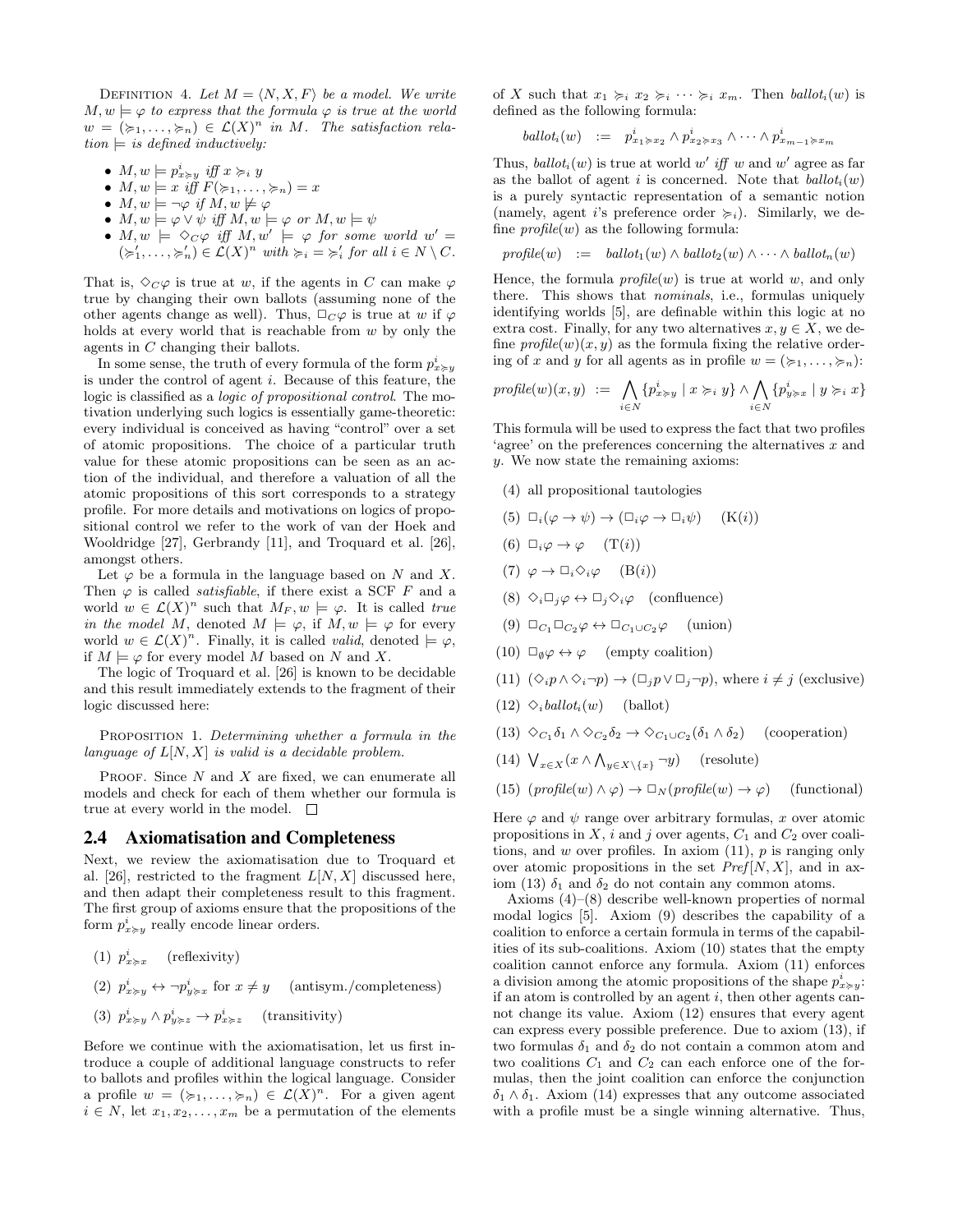DEFINITION 4. *Let $M = \langle N, X, F\rangle$ be a model. We write $M, w \models \varphi$ to express that the formula $\varphi$ is true at the world $w = (\succcurlyeq_1, \ldots, \succcurlyeq_n) \in \mathcal{L}(X)^n$ in $M$. The satisfaction relation $\models$ is defined inductively:*

- $M, w \models p^i_{x\succcurlyeq y}$ *iff* $x \succcurlyeq_i y$
- $M, w \models x$ *iff* $F(\succcurlyeq_1, \ldots, \succcurlyeq_n) = x$
- $M, w \models \neg\varphi$ *if* $M, w \not\models \varphi$
- $M, w \models \varphi \vee \psi$ *iff* $M, w \models \varphi$ *or* $M, w \models \psi$
- $M, w \models \Diamond_C\varphi$ *iff* $M, w' \models \varphi$ *for some world* $w' = (\succcurlyeq'_1, \ldots, \succcurlyeq'_n) \in \mathcal{L}(X)^n$ *with* $\succcurlyeq_i = \succcurlyeq'_i$ *for all* $i \in N \setminus C$.

That is, $\Diamond_C\varphi$ is true at $w$, if the agents in $C$ can make $\varphi$ true by changing their own ballots (assuming none of the other agents change as well). Thus, $\Box_C\varphi$ is true at $w$ if $\varphi$ holds at every world that is reachable from $w$ by only the agents in $C$ changing their ballots.

In some sense, the truth of every formula of the form $p^i_{x\succcurlyeq y}$ is under the control of agent $i$. Because of this feature, the logic is classified as a *logic of propositional control*. The motivation underlying such logics is essentially game-theoretic: every individual is conceived as having "control" over a set of atomic propositions. The choice of a particular truth value for these atomic propositions can be seen as an action of the individual, and therefore a valuation of all the atomic propositions of this sort corresponds to a strategy profile. For more details and motivations on logics of propositional control we refer to the work of van der Hoek and Wooldridge [27], Gerbrandy [11], and Troquard et al. [26], amongst others.

Let $\varphi$ be a formula in the language based on $N$ and $X$. Then $\varphi$ is called *satisfiable*, if there exist a SCF $F$ and a world $w \in \mathcal{L}(X)^n$ such that $M_F, w \models \varphi$. It is called *true in the model* $M$, denoted $M \models \varphi$, if $M, w \models \varphi$ for every world $w \in \mathcal{L}(X)^n$. Finally, it is called *valid*, denoted $\models \varphi$, if $M \models \varphi$ for every model $M$ based on $N$ and $X$.

The logic of Troquard et al. [26] is known to be decidable and this result immediately extends to the fragment of their logic discussed here:

PROPOSITION 1. *Determining whether a formula in the language of $L[N, X]$ is valid is a decidable problem.*

PROOF. Since $N$ and $X$ are fixed, we can enumerate all models and check for each of them whether our formula is true at every world in the model. □

## 2.4 Axiomatisation and Completeness

Next, we review the axiomatisation due to Troquard et al. [26], restricted to the fragment $L[N, X]$ discussed here, and then adapt their completeness result to this fragment. The first group of axioms ensure that the propositions of the form $p^i_{x\succcurlyeq y}$ really encode linear orders.

(1) $p^i_{x\succcurlyeq x}$ (reflexivity)

(2) $p^i_{x\succcurlyeq y} \leftrightarrow \neg p^i_{y\succcurlyeq x}$ for $x \neq y$ (antisym./completeness)

(3) $p^i_{x\succcurlyeq y} \wedge p^i_{y\succcurlyeq z} \rightarrow p^i_{x\succcurlyeq z}$ (transitivity)

Before we continue with the axiomatisation, let us first introduce a couple of additional language constructs to refer to ballots and profiles within the logical language. Consider a profile $w = (\succcurlyeq_1, \ldots, \succcurlyeq_n) \in \mathcal{L}(X)^n$. For a given agent $i \in N$, let $x_1, x_2, \ldots, x_m$ be a permutation of the elements of $X$ such that $x_1 \succcurlyeq_i x_2 \succcurlyeq_i \cdots \succcurlyeq_i x_m$. Then $ballot_i(w)$ is defined as the following formula:

$$ballot_i(w) \quad := \quad p^i_{x_1\succcurlyeq x_2} \wedge p^i_{x_2\succcurlyeq x_3} \wedge \cdots \wedge p^i_{x_{m-1}\succcurlyeq x_m}$$

Thus, $ballot_i(w)$ is true at world $w'$ *iff* $w$ and $w'$ agree as far as the ballot of agent $i$ is concerned. Note that $ballot_i(w)$ is a purely syntactic representation of a semantic notion (namely, agent $i$'s preference order $\succcurlyeq_i$). Similarly, we define $profile(w)$ as the following formula:

$$profile(w) \quad := \quad ballot_1(w) \wedge ballot_2(w) \wedge \cdots \wedge ballot_n(w)$$

Hence, the formula $profile(w)$ is true at world $w$, and only there. This shows that *nominals*, i.e., formulas uniquely identifying worlds [5], are definable within this logic at no extra cost. Finally, for any two alternatives $x, y \in X$, we define $profile(w)(x, y)$ as the formula fixing the relative ordering of $x$ and $y$ for all agents as in profile $w = (\succcurlyeq_1, \ldots, \succcurlyeq_n)$:

$$profile(w)(x, y) \;\; := \;\; \bigwedge_{i\in N}\{p^i_{x\succcurlyeq y} \mid x \succcurlyeq_i y\} \wedge \bigwedge_{i\in N}\{p^i_{y\succcurlyeq x} \mid y \succcurlyeq_i x\}$$

This formula will be used to express the fact that two profiles 'agree' on the preferences concerning the alternatives $x$ and $y$. We now state the remaining axioms:

(4) all propositional tautologies

(5) $\Box_i(\varphi \rightarrow \psi) \rightarrow (\Box_i\varphi \rightarrow \Box_i\psi)$ (K($i$))

(6) $\Box_i\varphi \rightarrow \varphi$ (T($i$))

(7) $\varphi \rightarrow \Box_i\Diamond_i\varphi$ (B($i$))

(8) $\Diamond_i\Box_j\varphi \leftrightarrow \Box_j\Diamond_i\varphi$ (confluence)

(9) $\Box_{C_1}\Box_{C_2}\varphi \leftrightarrow \Box_{C_1\cup C_2}\varphi$ (union)

(10) $\Box_\emptyset\varphi \leftrightarrow \varphi$ (empty coalition)

(11) $(\Diamond_i p \wedge \Diamond_i\neg p) \rightarrow (\Box_j p \vee \Box_j\neg p)$, where $i \neq j$ (exclusive)

(12) $\Diamond_i ballot_i(w)$ (ballot)

(13) $\Diamond_{C_1}\delta_1 \wedge \Diamond_{C_2}\delta_2 \rightarrow \Diamond_{C_1\cup C_2}(\delta_1 \wedge \delta_2)$ (cooperation)

(14) $\bigvee_{x\in X}(x \wedge \bigwedge_{y\in X\setminus\{x\}}\neg y)$ (resolute)

(15) $(profile(w) \wedge \varphi) \rightarrow \Box_N(profile(w) \rightarrow \varphi)$ (functional)

Here $\varphi$ and $\psi$ range over arbitrary formulas, $x$ over atomic propositions in $X$, $i$ and $j$ over agents, $C_1$ and $C_2$ over coalitions, and $w$ over profiles. In axiom (11), $p$ is ranging only over atomic propositions in the set $Pref[N, X]$, and in axiom (13) $\delta_1$ and $\delta_2$ do not contain any common atoms.

Axioms (4)–(8) describe well-known properties of normal modal logics [5]. Axiom (9) describes the capability of a coalition to enforce a certain formula in terms of the capabilities of its sub-coalitions. Axiom (10) states that the empty coalition cannot enforce any formula. Axiom (11) enforces a division among the atomic propositions of the shape $p^i_{x\succcurlyeq y}$: if an atom is controlled by an agent $i$, then other agents cannot change its value. Axiom (12) ensures that every agent can express every possible preference. Due to axiom (13), if two formulas $\delta_1$ and $\delta_2$ do not contain a common atom and two coalitions $C_1$ and $C_2$ can each enforce one of the formulas, then the joint coalition can enforce the conjunction $\delta_1 \wedge \delta_1$. Axiom (14) expresses that any outcome associated with a profile must be a single winning alternative. Thus,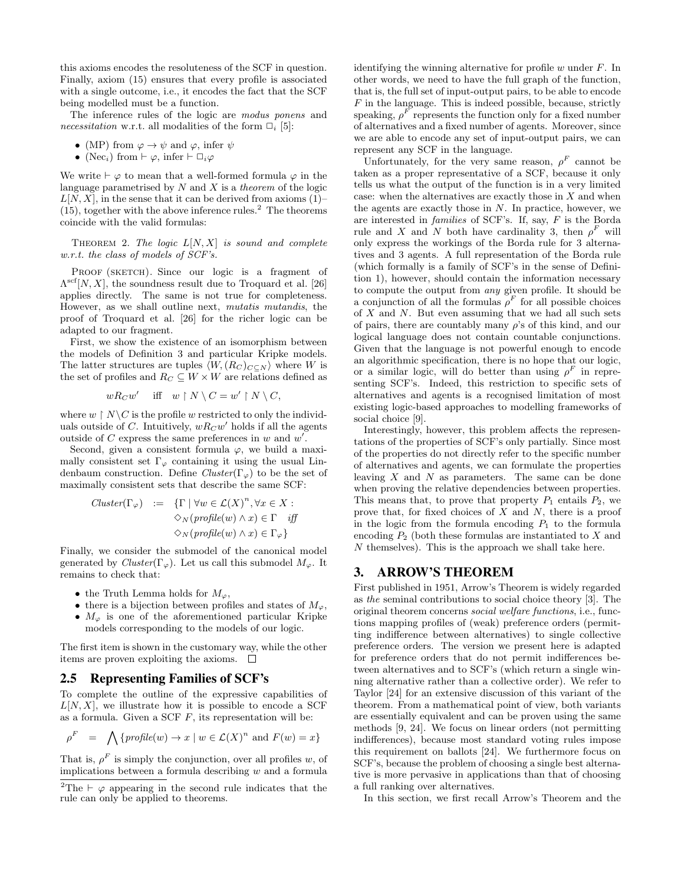this axioms encodes the resoluteness of the SCF in question. Finally, axiom (15) ensures that every profile is associated with a single outcome, i.e., it encodes the fact that the SCF being modelled must be a function.

The inference rules of the logic are *modus ponens* and *necessitation* w.r.t. all modalities of the form $\Box_i$ [5]:

- (MP) from $\varphi \to \psi$ and $\varphi$, infer $\psi$
- (Nec$_i$) from $\vdash \varphi$, infer $\vdash \Box_i \varphi$

We write $\vdash \varphi$ to mean that a well-formed formula $\varphi$ in the language parametrised by $N$ and $X$ is a *theorem* of the logic $L[N, X]$, in the sense that it can be derived from axioms (1)–(15), together with the above inference rules.[2] The theorems coincide with the valid formulas:

THEOREM 2. *The logic $L[N, X]$ is sound and complete w.r.t. the class of models of SCF's.*

PROOF (SKETCH). Since our logic is a fragment of $\Lambda^{\mathrm{scf}}[N, X]$, the soundness result due to Troquard et al. [26] applies directly. The same is not true for completeness. However, as we shall outline next, *mutatis mutandis*, the proof of Troquard et al. [26] for the richer logic can be adapted to our fragment.

First, we show the existence of an isomorphism between the models of Definition 3 and particular Kripke models. The latter structures are tuples $\langle W, (R_C)_{C \subseteq N} \rangle$ where $W$ is the set of profiles and $R_C \subseteq W \times W$ are relations defined as

$$wR_C w' \quad \text{iff} \quad w \upharpoonright N \setminus C = w' \upharpoonright N \setminus C,$$

where $w \upharpoonright N \setminus C$ is the profile $w$ restricted to only the individuals outside of $C$. Intuitively, $wR_C w'$ holds if all the agents outside of $C$ express the same preferences in $w$ and $w'$.

Second, given a consistent formula $\varphi$, we build a maximally consistent set $\Gamma_\varphi$ containing it using the usual Lindenbaum construction. Define $\mathit{Cluster}(\Gamma_\varphi)$ to be the set of maximally consistent sets that describe the same SCF:

$$\begin{aligned}\mathit{Cluster}(\Gamma_\varphi) \;:=\; \{\Gamma \mid\; & \forall w \in \mathcal{L}(X)^n, \forall x \in X : \\ & \Diamond_N(\mathit{profile}(w) \wedge x) \in \Gamma \quad \textit{iff} \\ & \Diamond_N(\mathit{profile}(w) \wedge x) \in \Gamma_\varphi\}\end{aligned}$$

Finally, we consider the submodel of the canonical model generated by $\mathit{Cluster}(\Gamma_\varphi)$. Let us call this submodel $M_\varphi$. It remains to check that:

- the Truth Lemma holds for $M_\varphi$,
- there is a bijection between profiles and states of $M_\varphi$,
- $M_\varphi$ is one of the aforementioned particular Kripke models corresponding to the models of our logic.

The first item is shown in the customary way, while the other items are proven exploiting the axioms. $\Box$

## 2.5 Representing Families of SCF's

To complete the outline of the expressive capabilities of $L[N, X]$, we illustrate how it is possible to encode a SCF as a formula. Given a SCF $F$, its representation will be:

$$\rho^F \;=\; \bigwedge \{\mathit{profile}(w) \to x \mid w \in \mathcal{L}(X)^n \text{ and } F(w) = x\}$$

That is, $\rho^F$ is simply the conjunction, over all profiles $w$, of implications between a formula describing $w$ and a formula identifying the winning alternative for profile $w$ under $F$. In other words, we need to have the full graph of the function, that is, the full set of input-output pairs, to be able to encode $F$ in the language. This is indeed possible, because, strictly speaking, $\rho^F$ represents the function only for a fixed number of alternatives and a fixed number of agents. Moreover, since we are able to encode any set of input-output pairs, we can represent any SCF in the language.

Unfortunately, for the very same reason, $\rho^F$ cannot be taken as a proper representative of a SCF, because it only tells us what the output of the function is in a very limited case: when the alternatives are exactly those in $X$ and when the agents are exactly those in $N$. In practice, however, we are interested in *families* of SCF's. If, say, $F$ is the Borda rule and $X$ and $N$ both have cardinality 3, then $\rho^F$ will only express the workings of the Borda rule for 3 alternatives and 3 agents. A full representation of the Borda rule (which formally is a family of SCF's in the sense of Definition 1), however, should contain the information necessary to compute the output from *any* given profile. It should be a conjunction of all the formulas $\rho^F$ for all possible choices of $X$ and $N$. But even assuming that we had all such sets of pairs, there are countably many $\rho$'s of this kind, and our logical language does not contain countable conjunctions. Given that the language is not powerful enough to encode an algorithmic specification, there is no hope that our logic, or a similar logic, will do better than using $\rho^F$ in representing SCF's. Indeed, this restriction to specific sets of alternatives and agents is a recognised limitation of most existing logic-based approaches to modelling frameworks of social choice [9].

Interestingly, however, this problem affects the representations of the properties of SCF's only partially. Since most of the properties do not directly refer to the specific number of alternatives and agents, we can formulate the properties leaving $X$ and $N$ as parameters. The same can be done when proving the relative dependencies between properties. This means that, to prove that property $P_1$ entails $P_2$, we prove that, for fixed choices of $X$ and $N$, there is a proof in the logic from the formula encoding $P_1$ to the formula encoding $P_2$ (both these formulas are instantiated to $X$ and $N$ themselves). This is the approach we shall take here.

# 3. ARROW'S THEOREM

First published in 1951, Arrow's Theorem is widely regarded as *the* seminal contributions to social choice theory [3]. The original theorem concerns *social welfare functions*, i.e., functions mapping profiles of (weak) preference orders (permitting indifference between alternatives) to single collective preference orders. The version we present here is adapted for preference orders that do not permit indifferences between alternatives and to SCF's (which return a single winning alternative rather than a collective order). We refer to Taylor [24] for an extensive discussion of this variant of the theorem. From a mathematical point of view, both variants are essentially equivalent and can be proven using the same methods [9, 24]. We focus on linear orders (not permitting indifferences), because most standard voting rules impose this requirement on ballots [24]. We furthermore focus on SCF's, because the problem of choosing a single best alternative is more pervasive in applications than that of choosing a full ranking over alternatives.

In this section, we first recall Arrow's Theorem and the

[2] The $\vdash \varphi$ appearing in the second rule indicates that the rule can only be applied to theorems.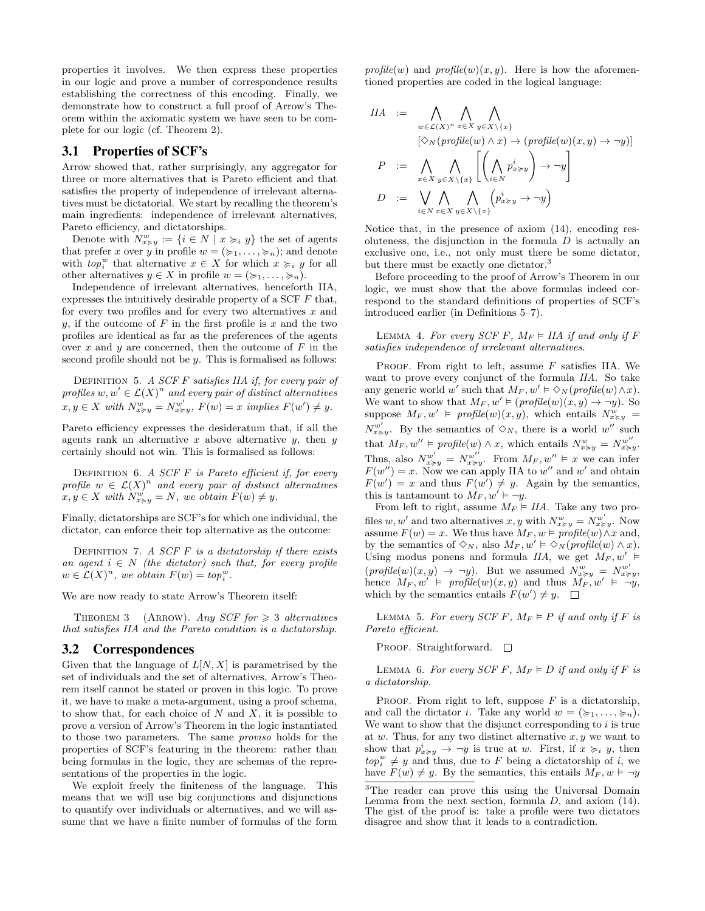properties it involves. We then express these properties in our logic and prove a number of correspondence results establishing the correctness of this encoding. Finally, we demonstrate how to construct a full proof of Arrow's Theorem within the axiomatic system we have seen to be complete for our logic (cf. Theorem 2).

## 3.1 Properties of SCF's

Arrow showed that, rather surprisingly, any aggregator for three or more alternatives that is Pareto efficient and that satisfies the property of independence of irrelevant alternatives must be dictatorial. We start by recalling the theorem's main ingredients: independence of irrelevant alternatives, Pareto efficiency, and dictatorships.

Denote with $N^w_{x \succcurlyeq y} := \{i \in N \mid x \succcurlyeq_i y\}$ the set of agents that prefer $x$ over $y$ in profile $w = (\succcurlyeq_1, \ldots, \succcurlyeq_n)$; and denote with $top^w_i$ that alternative $x \in X$ for which $x \succcurlyeq_i y$ for all other alternatives $y \in X$ in profile $w = (\succcurlyeq_1, \ldots, \succcurlyeq_n)$.

Independence of irrelevant alternatives, henceforth IIA, expresses the intuitively desirable property of a SCF $F$ that, for every two profiles and for every two alternatives $x$ and $y$, if the outcome of $F$ in the first profile is $x$ and the two profiles are identical as far as the preferences of the agents over $x$ and $y$ are concerned, then the outcome of $F$ in the second profile should not be $y$. This is formalised as follows:

Definition 5. *A SCF $F$ satisfies IIA if, for every pair of profiles $w, w' \in \mathcal{L}(X)^n$ and every pair of distinct alternatives $x, y \in X$ with $N^w_{x \succcurlyeq y} = N^{w'}_{x \succcurlyeq y}$, $F(w) = x$ implies $F(w') \neq y$.*

Pareto efficiency expresses the desideratum that, if all the agents rank an alternative $x$ above alternative $y$, then $y$ certainly should not win. This is formalised as follows:

Definition 6. *A SCF $F$ is Pareto efficient if, for every profile $w \in \mathcal{L}(X)^n$ and every pair of distinct alternatives $x, y \in X$ with $N^w_{x \succcurlyeq y} = N$, we obtain $F(w) \neq y$.*

Finally, dictatorships are SCF's for which one individual, the dictator, can enforce their top alternative as the outcome:

Definition 7. *A SCF $F$ is a dictatorship if there exists an agent $i \in N$ (the dictator) such that, for every profile $w \in \mathcal{L}(X)^n$, we obtain $F(w) = top^w_i$.*

We are now ready to state Arrow's Theorem itself:

Theorem 3 (Arrow). *Any SCF for $\geqslant 3$ alternatives that satisfies IIA and the Pareto condition is a dictatorship.*

## 3.2 Correspondences

Given that the language of $L[N, X]$ is parametrised by the set of individuals and the set of alternatives, Arrow's Theorem itself cannot be stated or proven in this logic. To prove it, we have to make a meta-argument, using a proof schema, to show that, for each choice of $N$ and $X$, it is possible to prove a version of Arrow's Theorem in the logic instantiated to those two parameters. The same *proviso* holds for the properties of SCF's featuring in the theorem: rather than being formulas in the logic, they are schemas of the representations of the properties in the logic.

We exploit freely the finiteness of the language. This means that we will use big conjunctions and disjunctions to quantify over individuals or alternatives, and we will assume that we have a finite number of formulas of the form $profile(w)$ and $profile(w)(x, y)$. Here is how the aforementioned properties are coded in the logical language:

$$IIA := \bigwedge_{w \in \mathcal{L}(X)^n} \bigwedge_{x \in X} \bigwedge_{y \in X \setminus \{x\}} [\Diamond_N(profile(w) \wedge x) \rightarrow (profile(w)(x, y) \rightarrow \neg y)]$$

$$P := \bigwedge_{x \in X} \bigwedge_{y \in X \setminus \{x\}} \left[ \left( \bigwedge_{i \in N} p^i_{x \succcurlyeq y} \right) \rightarrow \neg y \right]$$

$$D := \bigvee_{i \in N} \bigwedge_{x \in X} \bigwedge_{y \in X \setminus \{x\}} \left( p^i_{x \succcurlyeq y} \rightarrow \neg y \right)$$

Notice that, in the presence of axiom (14), encoding resoluteness, the disjunction in the formula $D$ is actually an exclusive one, i.e., not only must there be some dictator, but there must be exactly one dictator.[3]

Before proceeding to the proof of Arrow's Theorem in our logic, we must show that the above formulas indeed correspond to the standard definitions of properties of SCF's introduced earlier (in Definitions 5–7).

Lemma 4. *For every SCF $F$, $M_F \vDash IIA$ if and only if $F$ satisfies independence of irrelevant alternatives.*

Proof. From right to left, assume $F$ satisfies IIA. We want to prove every conjunct of the formula *IIA*. So take any generic world $w'$ such that $M_F, w' \vDash \Diamond_N(profile(w) \wedge x)$. We want to show that $M_F, w' \vDash (profile(w)(x, y) \rightarrow \neg y)$. So suppose $M_F, w' \vDash profile(w)(x, y)$, which entails $N^w_{x \succcurlyeq y} = N^{w'}_{x \succcurlyeq y}$. By the semantics of $\Diamond_N$, there is a world $w''$ such that $M_F, w'' \vDash profile(w) \wedge x$, which entails $N^w_{x \succcurlyeq y} = N^{w''}_{x \succcurlyeq y}$. Thus, also $N^{w'}_{x \succcurlyeq y} = N^{w''}_{x \succcurlyeq y}$. From $M_F, w'' \vDash x$ we can infer $F(w'') = x$. Now we can apply IIA to $w''$ and $w'$ and obtain $F(w') = x$ and thus $F(w') \neq y$. Again by the semantics, this is tantamount to $M_F, w' \vDash \neg y$.

From left to right, assume $M_F \vDash IIA$. Take any two profiles $w, w'$ and two alternatives $x, y$ with $N^w_{x \succcurlyeq y} = N^{w'}_{x \succcurlyeq y}$. Now assume $F(w) = x$. We thus have $M_F, w \vDash profile(w) \wedge x$ and, by the semantics of $\Diamond_N$, also $M_F, w' \vDash \Diamond_N(profile(w) \wedge x)$. Using modus ponens and formula *IIA*, we get $M_F, w' \vDash (profile(w)(x, y) \rightarrow \neg y)$. But we assumed $N^w_{x \succcurlyeq y} = N^{w'}_{x \succcurlyeq y}$, hence $M_F, w' \vDash profile(w)(x, y)$ and thus $M_F, w' \vDash \neg y$, which by the semantics entails $F(w') \neq y$. $\square$

Lemma 5. *For every SCF $F$, $M_F \vDash P$ if and only if $F$ is Pareto efficient.*

Proof. Straightforward. $\square$

Lemma 6. *For every SCF $F$, $M_F \vDash D$ if and only if $F$ is a dictatorship.*

Proof. From right to left, suppose $F$ is a dictatorship, and call the dictator $i$. Take any world $w = (\succcurlyeq_1, \ldots, \succcurlyeq_n)$. We want to show that the disjunct corresponding to $i$ is true at $w$. Thus, for any two distinct alternative $x, y$ we want to show that $p^i_{x \succcurlyeq y} \rightarrow \neg y$ is true at $w$. First, if $x \succcurlyeq_i y$, then $top^w_i \neq y$ and thus, due to $F$ being a dictatorship of $i$, we have $F(w) \neq y$. By the semantics, this entails $M_F, w \vDash \neg y$

[3]The reader can prove this using the Universal Domain Lemma from the next section, formula $D$, and axiom (14). The gist of the proof is: take a profile were two dictators disagree and show that it leads to a contradiction.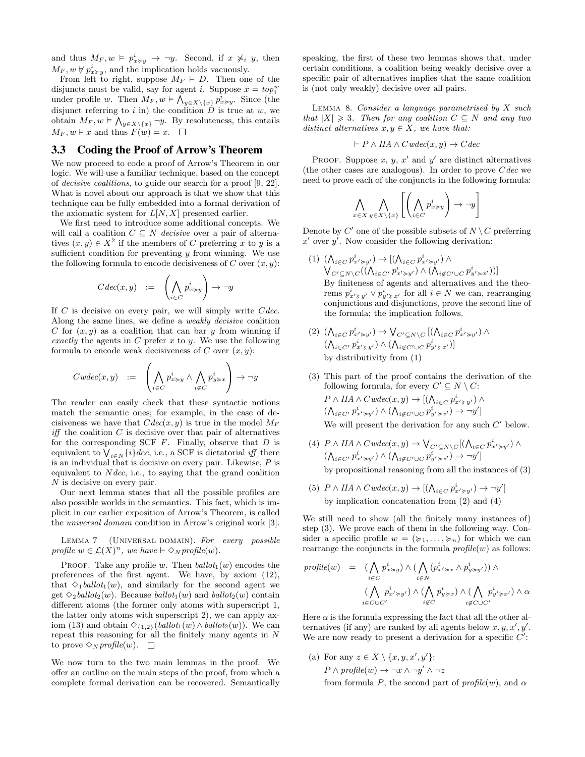and thus $M_F, w \models p^i_{x \succcurlyeq y} \to \neg y$. Second, if $x \not\succcurlyeq_i y$, then $M_F, w \not\models p^i_{x \succcurlyeq y}$, and the implication holds vacuously.

From left to right, suppose $M_F \models D$. Then one of the disjuncts must be valid, say for agent $i$. Suppose $x = top^w_i$ under profile $w$. Then $M_F, w \models \bigwedge_{y \in X \setminus \{x\}} p^i_{x \succcurlyeq y}$. Since (the disjunct referring to $i$ in) the condition $D$ is true at $w$, we obtain $M_F, w \models \bigwedge_{y \in X \setminus \{x\}} \neg y$. By resoluteness, this entails $M_F, w \models x$ and thus $F(w) = x$. $\square$

## 3.3 Coding the Proof of Arrow's Theorem

We now proceed to code a proof of Arrow's Theorem in our logic. We will use a familiar technique, based on the concept of *decisive coalitions*, to guide our search for a proof [9, 22]. What is novel about our approach is that we show that this technique can be fully embedded into a formal derivation of the axiomatic system for $L[N, X]$ presented earlier.

We first need to introduce some additional concepts. We will call a coalition $C \subseteq N$ *decisive* over a pair of alternatives $(x, y) \in X^2$ if the members of $C$ preferring $x$ to $y$ is a sufficient condition for preventing $y$ from winning. We use the following formula to encode decisiveness of $C$ over $(x, y)$:

$$C dec(x, y) \quad := \quad \left( \bigwedge_{i \in C} p^i_{x \succcurlyeq y} \right) \to \neg y$$

If $C$ is decisive on every pair, we will simply write $C dec$. Along the same lines, we define a *weakly decisive* coalition $C$ for $(x, y)$ as a coalition that can bar $y$ from winning if *exactly* the agents in $C$ prefer $x$ to $y$. We use the following formula to encode weak decisiveness of $C$ over $(x, y)$:

$$C wdec(x, y) \quad := \quad \left( \bigwedge_{i \in C} p^i_{x \succcurlyeq y} \wedge \bigwedge_{i \notin C} p^i_{y \succcurlyeq x} \right) \to \neg y$$

The reader can easily check that these syntactic notions match the semantic ones; for example, in the case of decisiveness we have that $C dec(x, y)$ is true in the model $M_F$ *iff* the coalition $C$ is decisive over that pair of alternatives for the corresponding SCF $F$. Finally, observe that $D$ is equivalent to $\bigvee_{i \in N} \{i\} dec$, i.e., a SCF is dictatorial *iff* there is an individual that is decisive on every pair. Likewise, $P$ is equivalent to $N dec$, i.e., to saying that the grand coalition $N$ is decisive on every pair.

Our next lemma states that all the possible profiles are also possible worlds in the semantics. This fact, which is implicit in our earlier exposition of Arrow's Theorem, is called the *universal domain* condition in Arrow's original work [3].

Lemma 7 (Universal domain). *For every possible profile $w \in \mathcal{L}(X)^n$, we have $\vdash \Diamond_N profile(w)$.*

Proof. Take any profile $w$. Then $ballot_1(w)$ encodes the preferences of the first agent. We have, by axiom (12), that $\Diamond_1 ballot_1(w)$, and similarly for the second agent we get $\Diamond_2 ballot_2(w)$. Because $ballot_1(w)$ and $ballot_2(w)$ contain different atoms (the former only atoms with superscript 1, the latter only atoms with superscript 2), we can apply axiom (13) and obtain $\Diamond_{\{1,2\}}(ballot_1(w) \wedge ballot_2(w))$. We can repeat this reasoning for all the finitely many agents in $N$ to prove $\Diamond_N profile(w)$. $\square$

We now turn to the two main lemmas in the proof. We offer an outline on the main steps of the proof, from which a complete formal derivation can be recovered. Semantically speaking, the first of these two lemmas shows that, under certain conditions, a coalition being weakly decisive over a specific pair of alternatives implies that the same coalition is (not only weakly) decisive over all pairs.

Lemma 8. *Consider a language parametrised by $X$ such that $|X| \geqslant 3$. Then for any coalition $C \subseteq N$ and any two distinct alternatives $x, y \in X$, we have that:*

$$\vdash P \wedge IIA \wedge C wdec(x, y) \to C dec$$

Proof. Suppose $x$, $y$, $x'$ and $y'$ are distinct alternatives (the other cases are analogous). In order to prove $C dec$ we need to prove each of the conjuncts in the following formula:

$$\bigwedge_{x \in X} \bigwedge_{y \in X \setminus \{x\}} \left[ \left( \bigwedge_{i \in C} p^i_{x \succcurlyeq y} \right) \to \neg y \right]$$

Denote by $C'$ one of the possible subsets of $N \setminus C$ preferring $x'$ over $y'$. Now consider the following derivation:

(1) $(\bigwedge_{i \in C} p^i_{x' \succcurlyeq y'}) \to [(\bigwedge_{i \in C} p^i_{x' \succcurlyeq y'}) \wedge \bigvee_{C' \subseteq N \setminus C}((\bigwedge_{i \in C'} p^i_{x' \succcurlyeq y'}) \wedge (\bigwedge_{i \notin C' \cup C} p^i_{y' \succcurlyeq x'}))]$
By finiteness of agents and alternatives and the theorems $p^i_{x' \succcurlyeq y'} \vee p^i_{y' \succcurlyeq x'}$ for all $i \in N$ we can, rearranging conjunctions and disjunctions, prove the second line of the formula; the implication follows.

(2) $(\bigwedge_{i \in C} p^i_{x' \succcurlyeq y'}) \to \bigvee_{C' \subseteq N \setminus C} [(\bigwedge_{i \in C} p^i_{x' \succcurlyeq y'}) \wedge (\bigwedge_{i \in C'} p^i_{x' \succcurlyeq y'}) \wedge (\bigwedge_{i \notin C' \cup C} p^i_{y' \succcurlyeq x'})]$
by distributivity from (1)

(3) This part of the proof contains the derivation of the following formula, for every $C' \subseteq N \setminus C$:
$P \wedge IIA \wedge C wdec(x, y) \to [(\bigwedge_{i \in C} p^i_{x' \succcurlyeq y'}) \wedge (\bigwedge_{i \in C'} p^i_{x' \succcurlyeq y'}) \wedge (\bigwedge_{i \notin C' \cup C} p^i_{y' \succcurlyeq x'}) \to \neg y']$
We will present the derivation for any such $C'$ below.

(4) $P \wedge IIA \wedge C wdec(x, y) \to \bigvee_{C' \subseteq N \setminus C}[(\bigwedge_{i \in C} p^i_{x' \succcurlyeq y'}) \wedge (\bigwedge_{i \in C'} p^i_{x' \succcurlyeq y'}) \wedge (\bigwedge_{i \notin C' \cup C} p^i_{y' \succcurlyeq x'}) \to \neg y']$
by propositional reasoning from all the instances of (3)

(5) $P \wedge IIA \wedge C wdec(x, y) \to [(\bigwedge_{i \in C} p^i_{x' \succcurlyeq y'}) \to \neg y']$
by implication concatenation from (2) and (4)

We still need to show (all the finitely many instances of) step (3). We prove each of them in the following way. Consider a specific profile $w = (\succcurlyeq_1, \ldots, \succcurlyeq_n)$ for which we can rearrange the conjuncts in the formula $profile(w)$ as follows:

$$\begin{aligned} profile(w) \quad = \quad & (\bigwedge_{i \in C} p^i_{x \succcurlyeq y}) \wedge (\bigwedge_{i \in N} (p^i_{x' \succcurlyeq x} \wedge p^i_{y \succcurlyeq y'})) \wedge \\ & (\bigwedge_{i \in C \cup C'} p^i_{x' \succcurlyeq y'}) \wedge (\bigwedge_{i \notin C} p^i_{y \succcurlyeq x}) \wedge (\bigwedge_{i \notin C \cup C'} p^i_{y' \succcurlyeq x'}) \wedge \alpha \end{aligned}$$

Here $\alpha$ is the formula expressing the fact that all the other alternatives (if any) are ranked by all agents below $x, y, x', y'$. We are now ready to present a derivation for a specific $C'$:

(a) For any $z \in X \setminus \{x, y, x', y'\}$:
$P \wedge profile(w) \to \neg x \wedge \neg y' \wedge \neg z$
from formula $P$, the second part of $profile(w)$, and $\alpha$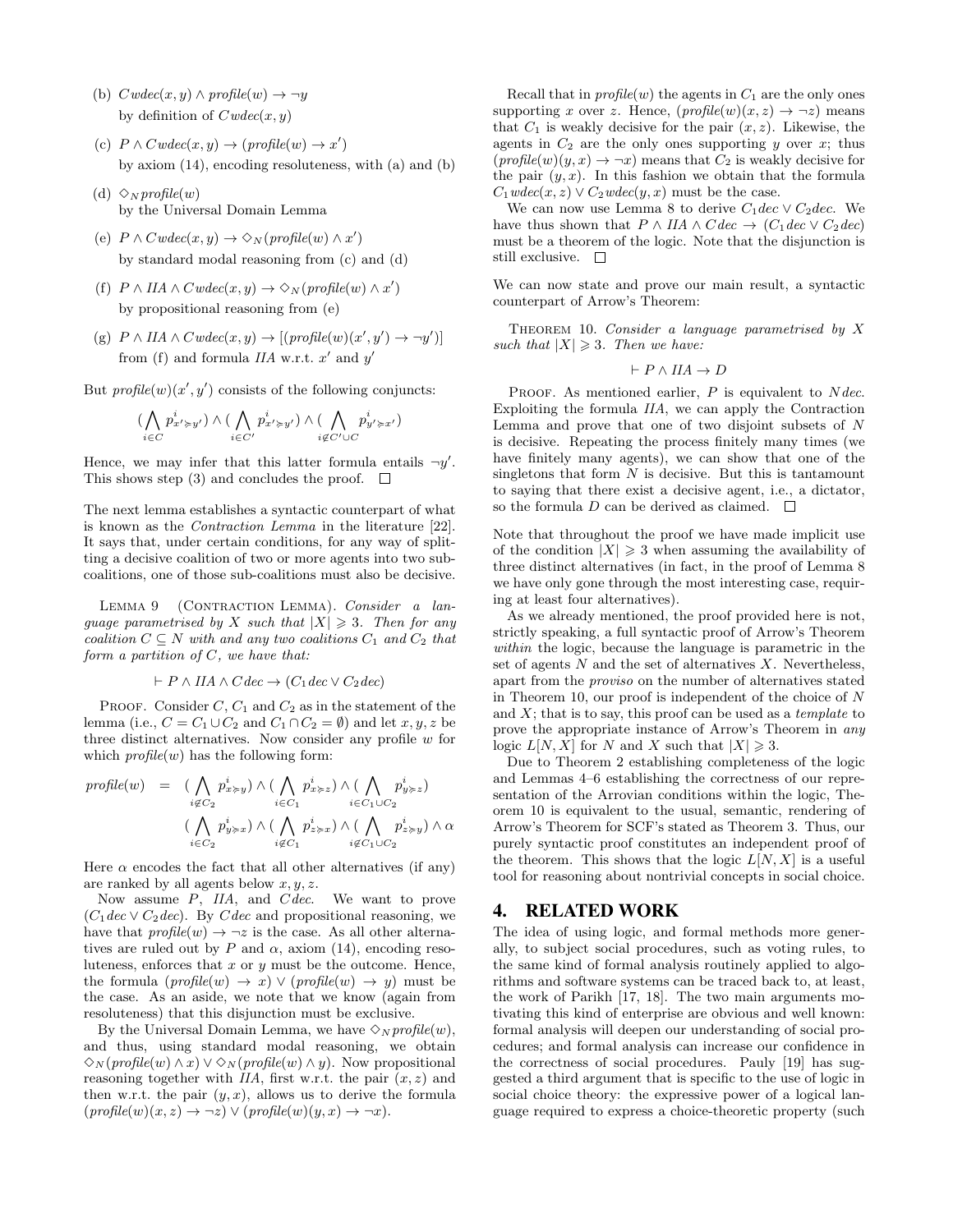(b) $Cwdec(x, y) \wedge profile(w) \rightarrow \neg y$
by definition of $Cwdec(x, y)$

(c) $P \wedge Cwdec(x, y) \rightarrow (profile(w) \rightarrow x')$
by axiom (14), encoding resoluteness, with (a) and (b)

(d) $\Diamond_N profile(w)$
by the Universal Domain Lemma

(e) $P \wedge Cwdec(x, y) \rightarrow \Diamond_N(profile(w) \wedge x')$
by standard modal reasoning from (c) and (d)

(f) $P \wedge IIA \wedge Cwdec(x, y) \rightarrow \Diamond_N(profile(w) \wedge x')$
by propositional reasoning from (e)

(g) $P \wedge IIA \wedge Cwdec(x, y) \rightarrow [(profile(w)(x', y') \rightarrow \neg y')]$
from (f) and formula $IIA$ w.r.t. $x'$ and $y'$

But $profile(w)(x', y')$ consists of the following conjuncts:

$$(\bigwedge_{i \in C} p^i_{x' \succcurlyeq y'}) \wedge (\bigwedge_{i \in C'} p^i_{x' \succcurlyeq y'}) \wedge (\bigwedge_{i \notin C' \cup C} p^i_{y' \succcurlyeq x'})$$

Hence, we may infer that this latter formula entails $\neg y'$. This shows step (3) and concludes the proof. □

The next lemma establishes a syntactic counterpart of what is known as the *Contraction Lemma* in the literature [22]. It says that, under certain conditions, for any way of splitting a decisive coalition of two or more agents into two sub-coalitions, one of those sub-coalitions must also be decisive.

Lemma 9 (Contraction Lemma). *Consider a language parametrised by $X$ such that $|X| \geqslant 3$. Then for any coalition $C \subseteq N$ with and any two coalitions $C_1$ and $C_2$ that form a partition of $C$, we have that:*

$$\vdash P \wedge IIA \wedge C dec \rightarrow (C_1 dec \vee C_2 dec)$$

Proof. Consider $C$, $C_1$ and $C_2$ as in the statement of the lemma (i.e., $C = C_1 \cup C_2$ and $C_1 \cap C_2 = \emptyset$) and let $x, y, z$ be three distinct alternatives. Now consider any profile $w$ for which $profile(w)$ has the following form:

$$\begin{aligned} profile(w) \;=\; & (\bigwedge_{i \notin C_2} p^i_{x \succcurlyeq y}) \wedge (\bigwedge_{i \in C_1} p^i_{x \succcurlyeq z}) \wedge (\bigwedge_{i \in C_1 \cup C_2} p^i_{y \succcurlyeq z}) \\ & (\bigwedge_{i \in C_2} p^i_{y \succcurlyeq x}) \wedge (\bigwedge_{i \notin C_1} p^i_{z \succcurlyeq x}) \wedge (\bigwedge_{i \notin C_1 \cup C_2} p^i_{z \succcurlyeq y}) \wedge \alpha \end{aligned}$$

Here $\alpha$ encodes the fact that all other alternatives (if any) are ranked by all agents below $x, y, z$.

Now assume $P$, $IIA$, and $C dec$. We want to prove $(C_1 dec \vee C_2 dec)$. By $C dec$ and propositional reasoning, we have that $profile(w) \rightarrow \neg z$ is the case. As all other alternatives are ruled out by $P$ and $\alpha$, axiom (14), encoding resoluteness, enforces that $x$ or $y$ must be the outcome. Hence, the formula $(profile(w) \rightarrow x) \vee (profile(w) \rightarrow y)$ must be the case. As an aside, we note that we know (again from resoluteness) that this disjunction must be exclusive.

By the Universal Domain Lemma, we have $\Diamond_N profile(w)$, and thus, using standard modal reasoning, we obtain $\Diamond_N(profile(w) \wedge x) \vee \Diamond_N(profile(w) \wedge y)$. Now propositional reasoning together with $IIA$, first w.r.t. the pair $(x, z)$ and then w.r.t. the pair $(y, x)$, allows us to derive the formula $(profile(w)(x, z) \rightarrow \neg z) \vee (profile(w)(y, x) \rightarrow \neg x)$.

Recall that in $profile(w)$ the agents in $C_1$ are the only ones supporting $x$ over $z$. Hence, $(profile(w)(x, z) \rightarrow \neg z)$ means that $C_1$ is weakly decisive for the pair $(x, z)$. Likewise, the agents in $C_2$ are the only ones supporting $y$ over $x$; thus $(profile(w)(y, x) \rightarrow \neg x)$ means that $C_2$ is weakly decisive for the pair $(y, x)$. In this fashion we obtain that the formula $C_1 wdec(x, z) \vee C_2 wdec(y, x)$ must be the case.

We can now use Lemma 8 to derive $C_1 dec \vee C_2 dec$. We have thus shown that $P \wedge IIA \wedge C dec \rightarrow (C_1 dec \vee C_2 dec)$ must be a theorem of the logic. Note that the disjunction is still exclusive. □

We can now state and prove our main result, a syntactic counterpart of Arrow's Theorem:

Theorem 10. *Consider a language parametrised by $X$ such that $|X| \geqslant 3$. Then we have:*

$$\vdash P \wedge IIA \rightarrow D$$

Proof. As mentioned earlier, $P$ is equivalent to $N dec$. Exploiting the formula $IIA$, we can apply the Contraction Lemma and prove that one of two disjoint subsets of $N$ is decisive. Repeating the process finitely many times (we have finitely many agents), we can show that one of the singletons that form $N$ is decisive. But this is tantamount to saying that there exist a decisive agent, i.e., a dictator, so the formula $D$ can be derived as claimed. □

Note that throughout the proof we have made implicit use of the condition $|X| \geqslant 3$ when assuming the availability of three distinct alternatives (in fact, in the proof of Lemma 8 we have only gone through the most interesting case, requiring at least four alternatives).

As we already mentioned, the proof provided here is not, strictly speaking, a full syntactic proof of Arrow's Theorem *within* the logic, because the language is parametric in the set of agents $N$ and the set of alternatives $X$. Nevertheless, apart from the *proviso* on the number of alternatives stated in Theorem 10, our proof is independent of the choice of $N$ and $X$; that is to say, this proof can be used as a *template* to prove the appropriate instance of Arrow's Theorem in *any* logic $L[N, X]$ for $N$ and $X$ such that $|X| \geqslant 3$.

Due to Theorem 2 establishing completeness of the logic and Lemmas 4–6 establishing the correctness of our representation of the Arrovian conditions within the logic, Theorem 10 is equivalent to the usual, semantic, rendering of Arrow's Theorem for SCF's stated as Theorem 3. Thus, our purely syntactic proof constitutes an independent proof of the theorem. This shows that the logic $L[N, X]$ is a useful tool for reasoning about nontrivial concepts in social choice.

# 4. RELATED WORK

The idea of using logic, and formal methods more generally, to subject social procedures, such as voting rules, to the same kind of formal analysis routinely applied to algorithms and software systems can be traced back to, at least, the work of Parikh [17, 18]. The two main arguments motivating this kind of enterprise are obvious and well known: formal analysis will deepen our understanding of social procedures; and formal analysis can increase our confidence in the correctness of social procedures. Pauly [19] has suggested a third argument that is specific to the use of logic in social choice theory: the expressive power of a logical language required to express a choice-theoretic property (such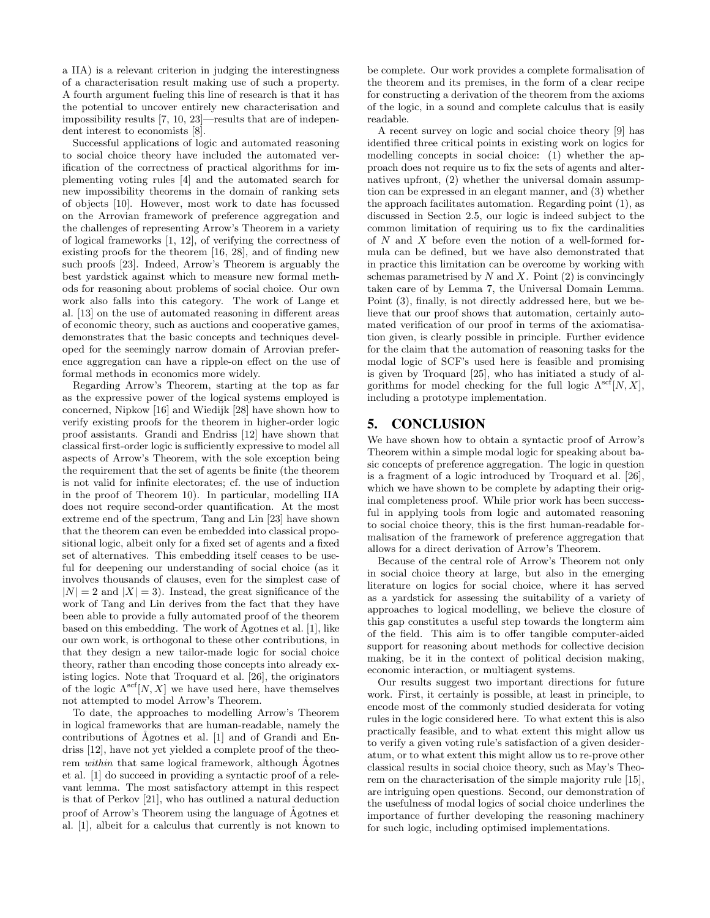a IIA) is a relevant criterion in judging the interestingness of a characterisation result making use of such a property. A fourth argument fueling this line of research is that it has the potential to uncover entirely new characterisation and impossibility results [7, 10, 23]—results that are of independent interest to economists [8].

Successful applications of logic and automated reasoning to social choice theory have included the automated verification of the correctness of practical algorithms for implementing voting rules [4] and the automated search for new impossibility theorems in the domain of ranking sets of objects [10]. However, most work to date has focussed on the Arrovian framework of preference aggregation and the challenges of representing Arrow's Theorem in a variety of logical frameworks [1, 12], of verifying the correctness of existing proofs for the theorem [16, 28], and of finding new such proofs [23]. Indeed, Arrow's Theorem is arguably the best yardstick against which to measure new formal methods for reasoning about problems of social choice. Our own work also falls into this category. The work of Lange et al. [13] on the use of automated reasoning in different areas of economic theory, such as auctions and cooperative games, demonstrates that the basic concepts and techniques developed for the seemingly narrow domain of Arrovian preference aggregation can have a ripple-on effect on the use of formal methods in economics more widely.

Regarding Arrow's Theorem, starting at the top as far as the expressive power of the logical systems employed is concerned, Nipkow [16] and Wiedijk [28] have shown how to verify existing proofs for the theorem in higher-order logic proof assistants. Grandi and Endriss [12] have shown that classical first-order logic is sufficiently expressive to model all aspects of Arrow's Theorem, with the sole exception being the requirement that the set of agents be finite (the theorem is not valid for infinite electorates; cf. the use of induction in the proof of Theorem 10). In particular, modelling IIA does not require second-order quantification. At the most extreme end of the spectrum, Tang and Lin [23] have shown that the theorem can even be embedded into classical propositional logic, albeit only for a fixed set of agents and a fixed set of alternatives. This embedding itself ceases to be useful for deepening our understanding of social choice (as it involves thousands of clauses, even for the simplest case of $|N| = 2$ and $|X| = 3$). Instead, the great significance of the work of Tang and Lin derives from the fact that they have been able to provide a fully automated proof of the theorem based on this embedding. The work of Ågotnes et al. [1], like our own work, is orthogonal to these other contributions, in that they design a new tailor-made logic for social choice theory, rather than encoding those concepts into already existing logics. Note that Troquard et al. [26], the originators of the logic $\Lambda^{\text{scf}}[N, X]$ we have used here, have themselves not attempted to model Arrow's Theorem.

To date, the approaches to modelling Arrow's Theorem in logical frameworks that are human-readable, namely the contributions of Ågotnes et al. [1] and of Grandi and Endriss [12], have not yet yielded a complete proof of the theorem *within* that same logical framework, although Ågotnes et al. [1] do succeed in providing a syntactic proof of a relevant lemma. The most satisfactory attempt in this respect is that of Perkov [21], who has outlined a natural deduction proof of Arrow's Theorem using the language of Ågotnes et al. [1], albeit for a calculus that currently is not known to be complete. Our work provides a complete formalisation of the theorem and its premises, in the form of a clear recipe for constructing a derivation of the theorem from the axioms of the logic, in a sound and complete calculus that is easily readable.

A recent survey on logic and social choice theory [9] has identified three critical points in existing work on logics for modelling concepts in social choice: (1) whether the approach does not require us to fix the sets of agents and alternatives upfront, (2) whether the universal domain assumption can be expressed in an elegant manner, and (3) whether the approach facilitates automation. Regarding point (1), as discussed in Section 2.5, our logic is indeed subject to the common limitation of requiring us to fix the cardinalities of $N$ and $X$ before even the notion of a well-formed formula can be defined, but we have also demonstrated that in practice this limitation can be overcome by working with schemas parametrised by $N$ and $X$. Point (2) is convincingly taken care of by Lemma 7, the Universal Domain Lemma. Point (3), finally, is not directly addressed here, but we believe that our proof shows that automation, certainly automated verification of our proof in terms of the axiomatisation given, is clearly possible in principle. Further evidence for the claim that the automation of reasoning tasks for the modal logic of SCF's used here is feasible and promising is given by Troquard [25], who has initiated a study of algorithms for model checking for the full logic $\Lambda^{\text{scf}}[N, X]$, including a prototype implementation.

## 5. CONCLUSION

We have shown how to obtain a syntactic proof of Arrow's Theorem within a simple modal logic for speaking about basic concepts of preference aggregation. The logic in question is a fragment of a logic introduced by Troquard et al. [26], which we have shown to be complete by adapting their original completeness proof. While prior work has been successful in applying tools from logic and automated reasoning to social choice theory, this is the first human-readable formalisation of the framework of preference aggregation that allows for a direct derivation of Arrow's Theorem.

Because of the central role of Arrow's Theorem not only in social choice theory at large, but also in the emerging literature on logics for social choice, where it has served as a yardstick for assessing the suitability of a variety of approaches to logical modelling, we believe the closure of this gap constitutes a useful step towards the longterm aim of the field. This aim is to offer tangible computer-aided support for reasoning about methods for collective decision making, be it in the context of political decision making, economic interaction, or multiagent systems.

Our results suggest two important directions for future work. First, it certainly is possible, at least in principle, to encode most of the commonly studied desiderata for voting rules in the logic considered here. To what extent this is also practically feasible, and to what extent this might allow us to verify a given voting rule's satisfaction of a given desideratum, or to what extent this might allow us to re-prove other classical results in social choice theory, such as May's Theorem on the characterisation of the simple majority rule [15], are intriguing open questions. Second, our demonstration of the usefulness of modal logics of social choice underlines the importance of further developing the reasoning machinery for such logic, including optimised implementations.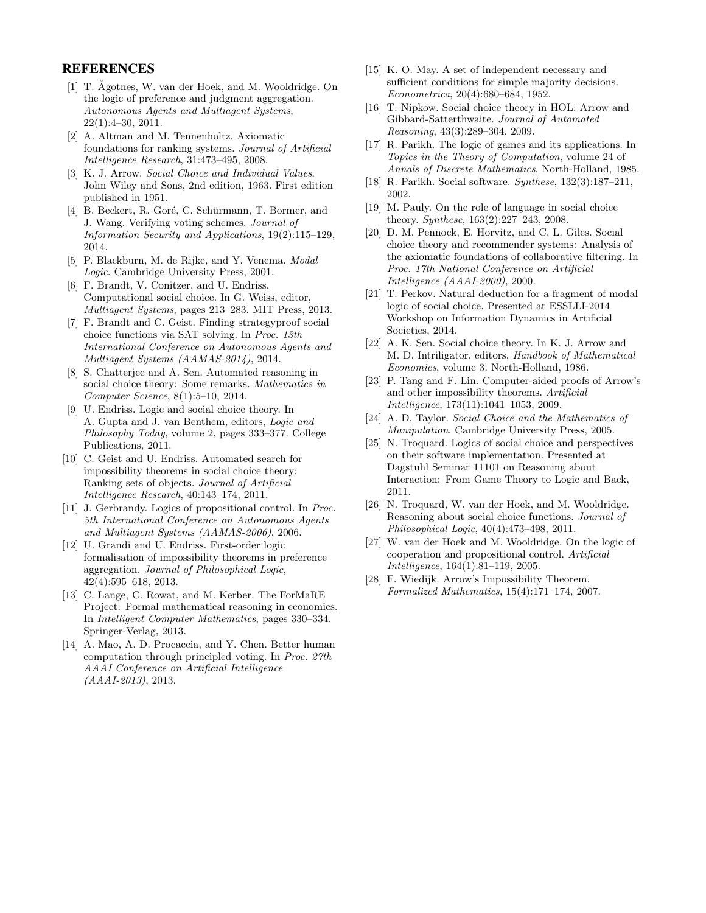## REFERENCES

[1] T. Ågotnes, W. van der Hoek, and M. Wooldridge. On the logic of preference and judgment aggregation. *Autonomous Agents and Multiagent Systems*, 22(1):4–30, 2011.

[2] A. Altman and M. Tennenholtz. Axiomatic foundations for ranking systems. *Journal of Artificial Intelligence Research*, 31:473–495, 2008.

[3] K. J. Arrow. *Social Choice and Individual Values*. John Wiley and Sons, 2nd edition, 1963. First edition published in 1951.

[4] B. Beckert, R. Goré, C. Schürmann, T. Bormer, and J. Wang. Verifying voting schemes. *Journal of Information Security and Applications*, 19(2):115–129, 2014.

[5] P. Blackburn, M. de Rijke, and Y. Venema. *Modal Logic*. Cambridge University Press, 2001.

[6] F. Brandt, V. Conitzer, and U. Endriss. Computational social choice. In G. Weiss, editor, *Multiagent Systems*, pages 213–283. MIT Press, 2013.

[7] F. Brandt and C. Geist. Finding strategyproof social choice functions via SAT solving. In *Proc. 13th International Conference on Autonomous Agents and Multiagent Systems (AAMAS-2014)*, 2014.

[8] S. Chatterjee and A. Sen. Automated reasoning in social choice theory: Some remarks. *Mathematics in Computer Science*, 8(1):5–10, 2014.

[9] U. Endriss. Logic and social choice theory. In A. Gupta and J. van Benthem, editors, *Logic and Philosophy Today*, volume 2, pages 333–377. College Publications, 2011.

[10] C. Geist and U. Endriss. Automated search for impossibility theorems in social choice theory: Ranking sets of objects. *Journal of Artificial Intelligence Research*, 40:143–174, 2011.

[11] J. Gerbrandy. Logics of propositional control. In *Proc. 5th International Conference on Autonomous Agents and Multiagent Systems (AAMAS-2006)*, 2006.

[12] U. Grandi and U. Endriss. First-order logic formalisation of impossibility theorems in preference aggregation. *Journal of Philosophical Logic*, 42(4):595–618, 2013.

[13] C. Lange, C. Rowat, and M. Kerber. The ForMaRE Project: Formal mathematical reasoning in economics. In *Intelligent Computer Mathematics*, pages 330–334. Springer-Verlag, 2013.

[14] A. Mao, A. D. Procaccia, and Y. Chen. Better human computation through principled voting. In *Proc. 27th AAAI Conference on Artificial Intelligence (AAAI-2013)*, 2013.

[15] K. O. May. A set of independent necessary and sufficient conditions for simple majority decisions. *Econometrica*, 20(4):680–684, 1952.

[16] T. Nipkow. Social choice theory in HOL: Arrow and Gibbard-Satterthwaite. *Journal of Automated Reasoning*, 43(3):289–304, 2009.

[17] R. Parikh. The logic of games and its applications. In *Topics in the Theory of Computation*, volume 24 of *Annals of Discrete Mathematics*. North-Holland, 1985.

[18] R. Parikh. Social software. *Synthese*, 132(3):187–211, 2002.

[19] M. Pauly. On the role of language in social choice theory. *Synthese*, 163(2):227–243, 2008.

[20] D. M. Pennock, E. Horvitz, and C. L. Giles. Social choice theory and recommender systems: Analysis of the axiomatic foundations of collaborative filtering. In *Proc. 17th National Conference on Artificial Intelligence (AAAI-2000)*, 2000.

[21] T. Perkov. Natural deduction for a fragment of modal logic of social choice. Presented at ESSLLI-2014 Workshop on Information Dynamics in Artificial Societies, 2014.

[22] A. K. Sen. Social choice theory. In K. J. Arrow and M. D. Intriligator, editors, *Handbook of Mathematical Economics*, volume 3. North-Holland, 1986.

[23] P. Tang and F. Lin. Computer-aided proofs of Arrow's and other impossibility theorems. *Artificial Intelligence*, 173(11):1041–1053, 2009.

[24] A. D. Taylor. *Social Choice and the Mathematics of Manipulation*. Cambridge University Press, 2005.

[25] N. Troquard. Logics of social choice and perspectives on their software implementation. Presented at Dagstuhl Seminar 11101 on Reasoning about Interaction: From Game Theory to Logic and Back, 2011.

[26] N. Troquard, W. van der Hoek, and M. Wooldridge. Reasoning about social choice functions. *Journal of Philosophical Logic*, 40(4):473–498, 2011.

[27] W. van der Hoek and M. Wooldridge. On the logic of cooperation and propositional control. *Artificial Intelligence*, 164(1):81–119, 2005.

[28] F. Wiedijk. Arrow's Impossibility Theorem. *Formalized Mathematics*, 15(4):171–174, 2007.